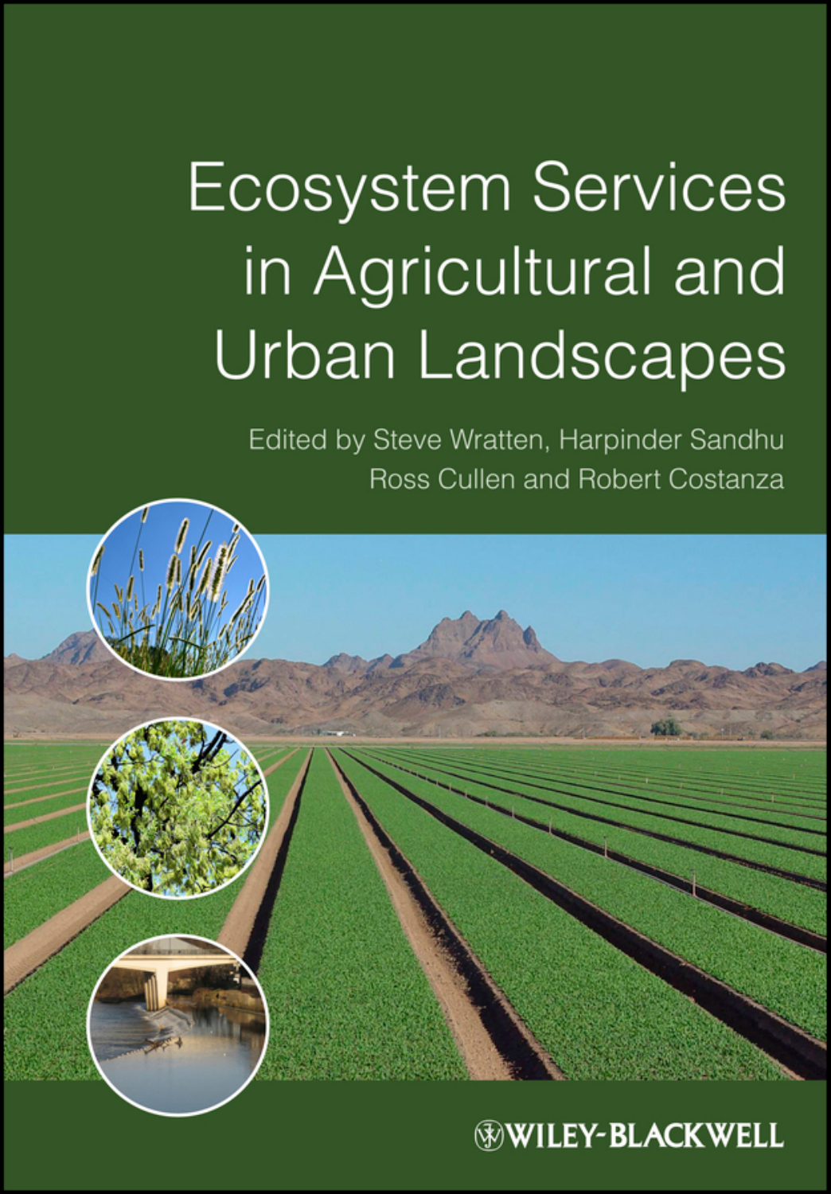# Ecosystem Services in Agricultural and Urban Landscapes

Edited by Steve Wratten, Harpinder Sandhu
Ross Cullen and Robert Costanza

WILEY-BLACKWELL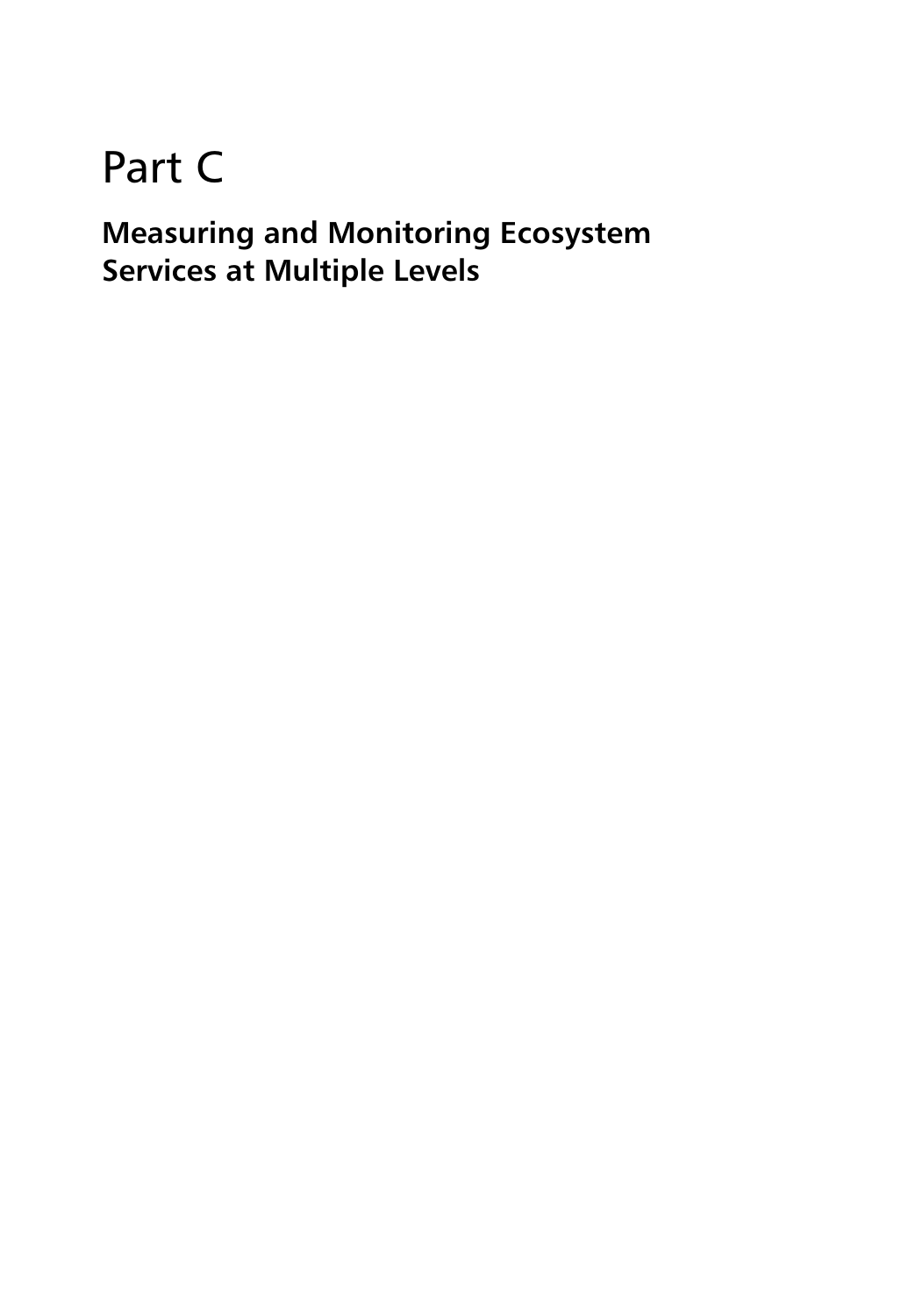# Part C

## Measuring and Monitoring Ecosystem Services at Multiple Levels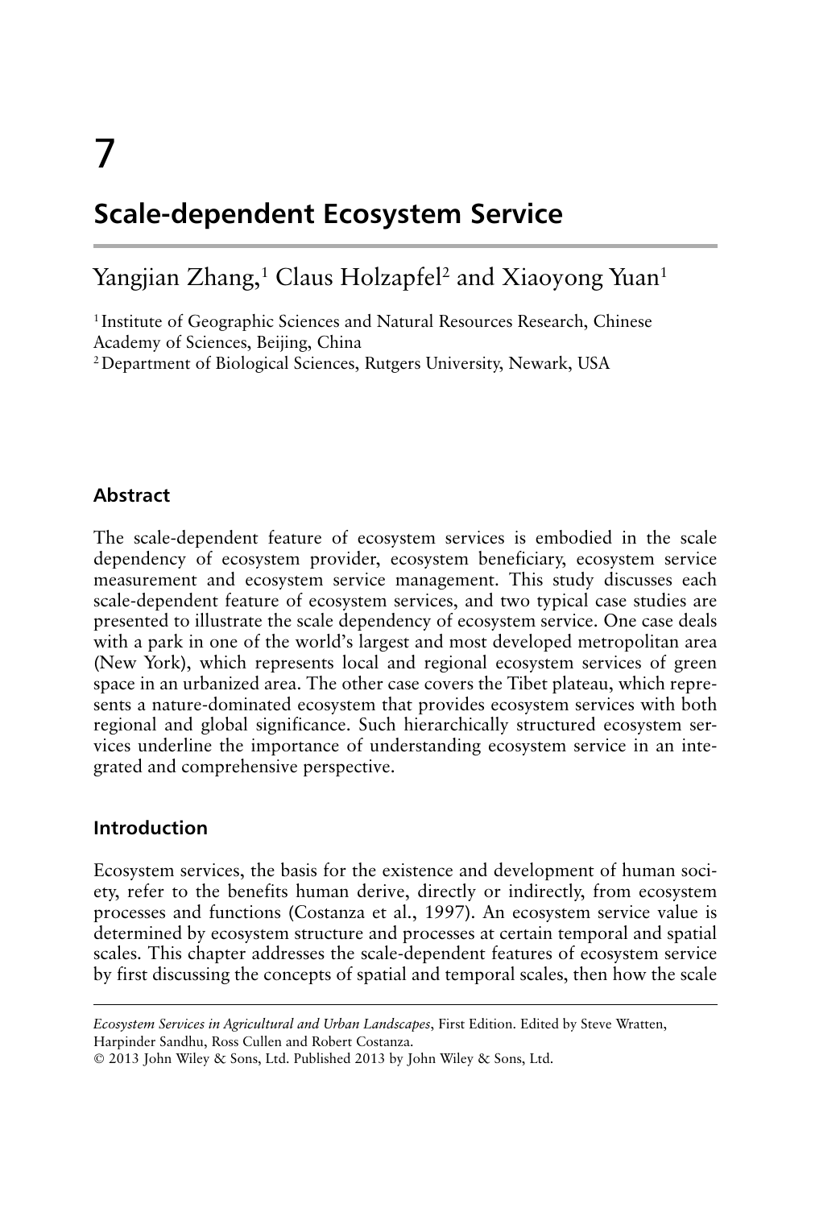# 7

# Scale-dependent Ecosystem Service

## Yangjian Zhang,[1] Claus Holzapfel[2] and Xiaoyong Yuan[1]

[1] Institute of Geographic Sciences and Natural Resources Research, Chinese Academy of Sciences, Beijing, China
[2] Department of Biological Sciences, Rutgers University, Newark, USA

### Abstract

The scale-dependent feature of ecosystem services is embodied in the scale dependency of ecosystem provider, ecosystem beneficiary, ecosystem service measurement and ecosystem service management. This study discusses each scale-dependent feature of ecosystem services, and two typical case studies are presented to illustrate the scale dependency of ecosystem service. One case deals with a park in one of the world's largest and most developed metropolitan area (New York), which represents local and regional ecosystem services of green space in an urbanized area. The other case covers the Tibet plateau, which represents a nature-dominated ecosystem that provides ecosystem services with both regional and global significance. Such hierarchically structured ecosystem services underline the importance of understanding ecosystem service in an integrated and comprehensive perspective.

### Introduction

Ecosystem services, the basis for the existence and development of human society, refer to the benefits human derive, directly or indirectly, from ecosystem processes and functions (Costanza et al., 1997). An ecosystem service value is determined by ecosystem structure and processes at certain temporal and spatial scales. This chapter addresses the scale-dependent features of ecosystem service by first discussing the concepts of spatial and temporal scales, then how the scale

---

*Ecosystem Services in Agricultural and Urban Landscapes*, First Edition. Edited by Steve Wratten, Harpinder Sandhu, Ross Cullen and Robert Costanza.
© 2013 John Wiley & Sons, Ltd. Published 2013 by John Wiley & Sons, Ltd.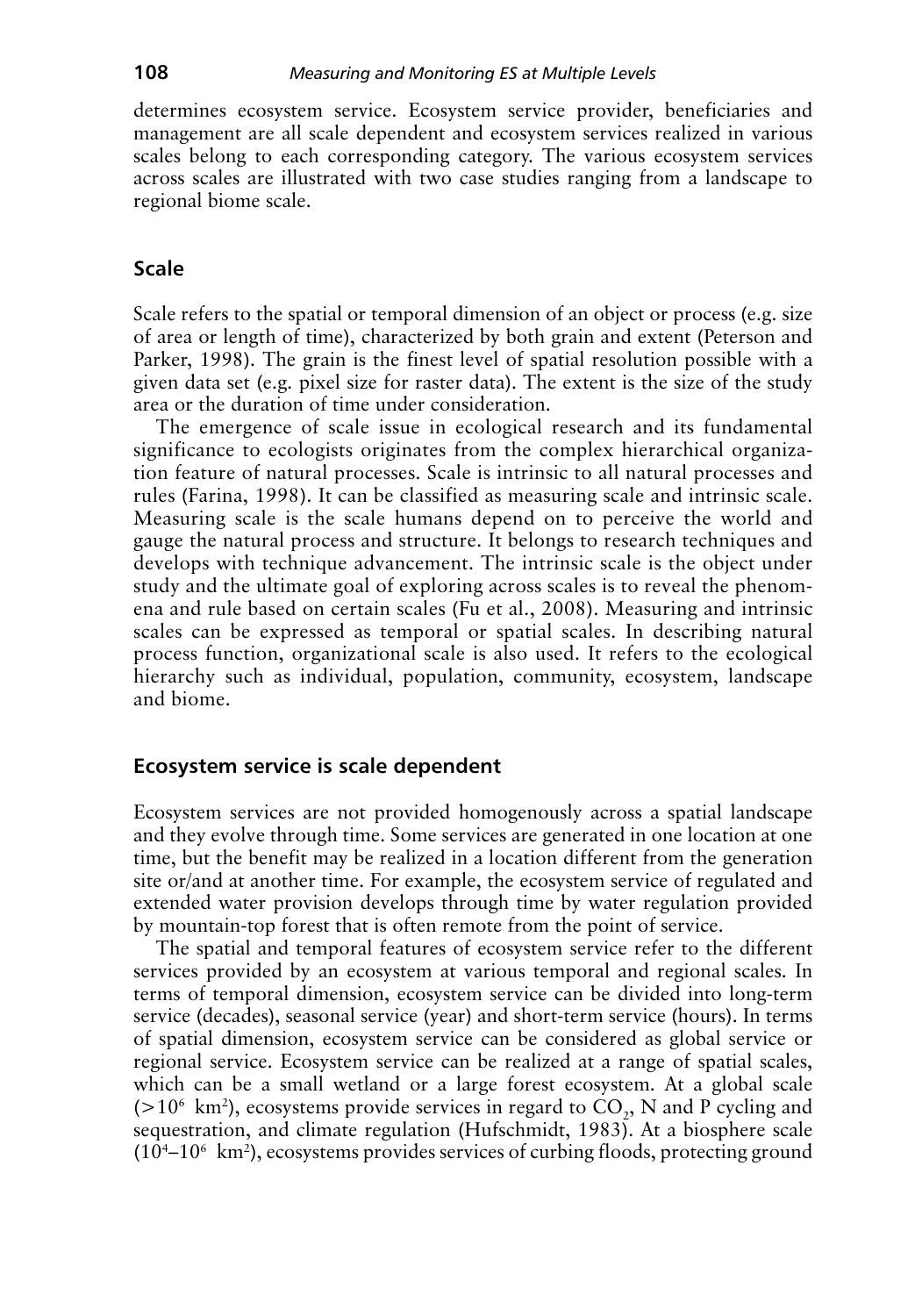determines ecosystem service. Ecosystem service provider, beneficiaries and management are all scale dependent and ecosystem services realized in various scales belong to each corresponding category. The various ecosystem services across scales are illustrated with two case studies ranging from a landscape to regional biome scale.

## Scale

Scale refers to the spatial or temporal dimension of an object or process (e.g. size of area or length of time), characterized by both grain and extent (Peterson and Parker, 1998). The grain is the finest level of spatial resolution possible with a given data set (e.g. pixel size for raster data). The extent is the size of the study area or the duration of time under consideration.

The emergence of scale issue in ecological research and its fundamental significance to ecologists originates from the complex hierarchical organization feature of natural processes. Scale is intrinsic to all natural processes and rules (Farina, 1998). It can be classified as measuring scale and intrinsic scale. Measuring scale is the scale humans depend on to perceive the world and gauge the natural process and structure. It belongs to research techniques and develops with technique advancement. The intrinsic scale is the object under study and the ultimate goal of exploring across scales is to reveal the phenomena and rule based on certain scales (Fu et al., 2008). Measuring and intrinsic scales can be expressed as temporal or spatial scales. In describing natural process function, organizational scale is also used. It refers to the ecological hierarchy such as individual, population, community, ecosystem, landscape and biome.

## Ecosystem service is scale dependent

Ecosystem services are not provided homogenously across a spatial landscape and they evolve through time. Some services are generated in one location at one time, but the benefit may be realized in a location different from the generation site or/and at another time. For example, the ecosystem service of regulated and extended water provision develops through time by water regulation provided by mountain-top forest that is often remote from the point of service.

The spatial and temporal features of ecosystem service refer to the different services provided by an ecosystem at various temporal and regional scales. In terms of temporal dimension, ecosystem service can be divided into long-term service (decades), seasonal service (year) and short-term service (hours). In terms of spatial dimension, ecosystem service can be considered as global service or regional service. Ecosystem service can be realized at a range of spatial scales, which can be a small wetland or a large forest ecosystem. At a global scale ($>10^6$ km$^2$), ecosystems provide services in regard to $CO_2$, N and P cycling and sequestration, and climate regulation (Hufschmidt, 1983). At a biosphere scale ($10^4$–$10^6$ km$^2$), ecosystems provides services of curbing floods, protecting ground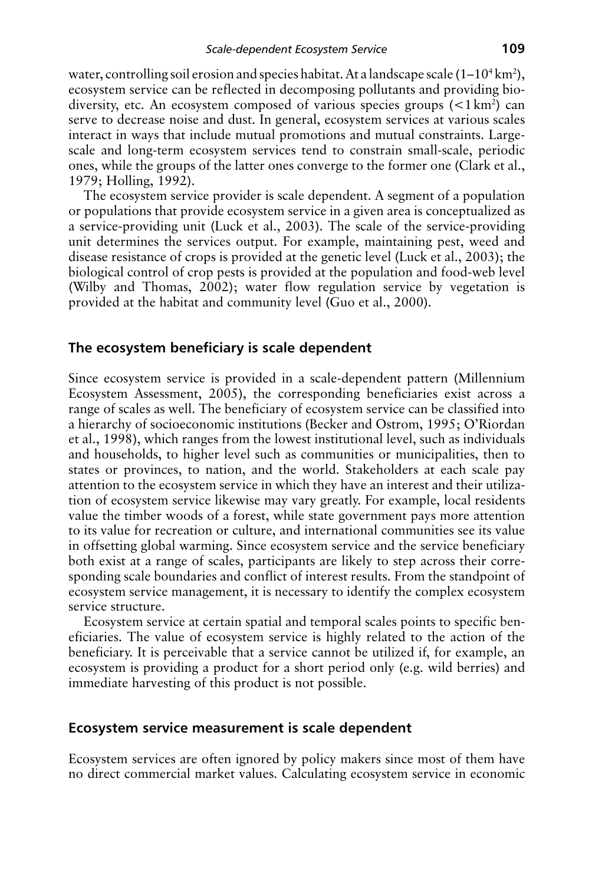water, controlling soil erosion and species habitat. At a landscape scale (1–$10^4$ $km^2$), ecosystem service can be reflected in decomposing pollutants and providing biodiversity, etc. An ecosystem composed of various species groups (<1 $km^2$) can serve to decrease noise and dust. In general, ecosystem services at various scales interact in ways that include mutual promotions and mutual constraints. Large-scale and long-term ecosystem services tend to constrain small-scale, periodic ones, while the groups of the latter ones converge to the former one (Clark et al., 1979; Holling, 1992).

The ecosystem service provider is scale dependent. A segment of a population or populations that provide ecosystem service in a given area is conceptualized as a service-providing unit (Luck et al., 2003). The scale of the service-providing unit determines the services output. For example, maintaining pest, weed and disease resistance of crops is provided at the genetic level (Luck et al., 2003); the biological control of crop pests is provided at the population and food-web level (Wilby and Thomas, 2002); water flow regulation service by vegetation is provided at the habitat and community level (Guo et al., 2000).

### The ecosystem beneficiary is scale dependent

Since ecosystem service is provided in a scale-dependent pattern (Millennium Ecosystem Assessment, 2005), the corresponding beneficiaries exist across a range of scales as well. The beneficiary of ecosystem service can be classified into a hierarchy of socioeconomic institutions (Becker and Ostrom, 1995; O'Riordan et al., 1998), which ranges from the lowest institutional level, such as individuals and households, to higher level such as communities or municipalities, then to states or provinces, to nation, and the world. Stakeholders at each scale pay attention to the ecosystem service in which they have an interest and their utilization of ecosystem service likewise may vary greatly. For example, local residents value the timber woods of a forest, while state government pays more attention to its value for recreation or culture, and international communities see its value in offsetting global warming. Since ecosystem service and the service beneficiary both exist at a range of scales, participants are likely to step across their corresponding scale boundaries and conflict of interest results. From the standpoint of ecosystem service management, it is necessary to identify the complex ecosystem service structure.

Ecosystem service at certain spatial and temporal scales points to specific beneficiaries. The value of ecosystem service is highly related to the action of the beneficiary. It is perceivable that a service cannot be utilized if, for example, an ecosystem is providing a product for a short period only (e.g. wild berries) and immediate harvesting of this product is not possible.

### Ecosystem service measurement is scale dependent

Ecosystem services are often ignored by policy makers since most of them have no direct commercial market values. Calculating ecosystem service in economic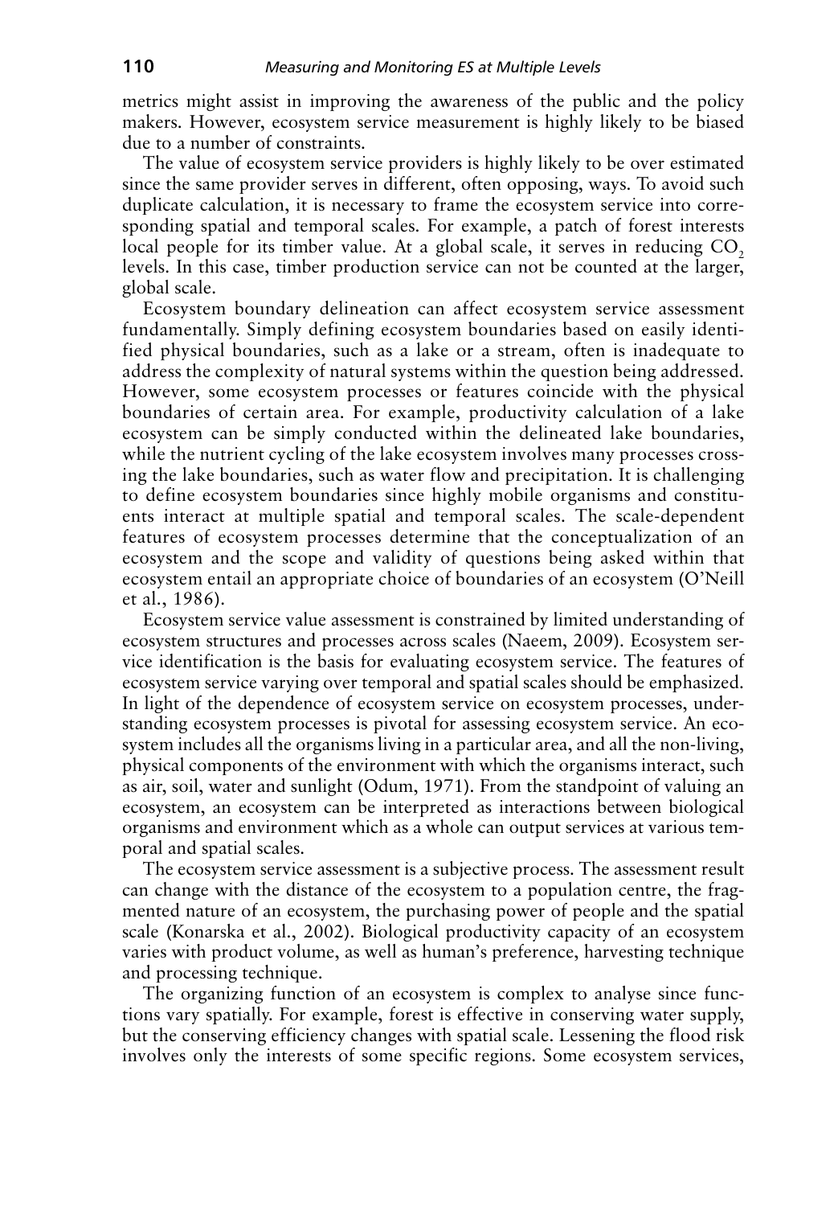metrics might assist in improving the awareness of the public and the policy makers. However, ecosystem service measurement is highly likely to be biased due to a number of constraints.

The value of ecosystem service providers is highly likely to be over estimated since the same provider serves in different, often opposing, ways. To avoid such duplicate calculation, it is necessary to frame the ecosystem service into corresponding spatial and temporal scales. For example, a patch of forest interests local people for its timber value. At a global scale, it serves in reducing $CO_2$ levels. In this case, timber production service can not be counted at the larger, global scale.

Ecosystem boundary delineation can affect ecosystem service assessment fundamentally. Simply defining ecosystem boundaries based on easily identified physical boundaries, such as a lake or a stream, often is inadequate to address the complexity of natural systems within the question being addressed. However, some ecosystem processes or features coincide with the physical boundaries of certain area. For example, productivity calculation of a lake ecosystem can be simply conducted within the delineated lake boundaries, while the nutrient cycling of the lake ecosystem involves many processes crossing the lake boundaries, such as water flow and precipitation. It is challenging to define ecosystem boundaries since highly mobile organisms and constituents interact at multiple spatial and temporal scales. The scale-dependent features of ecosystem processes determine that the conceptualization of an ecosystem and the scope and validity of questions being asked within that ecosystem entail an appropriate choice of boundaries of an ecosystem (O'Neill et al., 1986).

Ecosystem service value assessment is constrained by limited understanding of ecosystem structures and processes across scales (Naeem, 2009). Ecosystem service identification is the basis for evaluating ecosystem service. The features of ecosystem service varying over temporal and spatial scales should be emphasized. In light of the dependence of ecosystem service on ecosystem processes, understanding ecosystem processes is pivotal for assessing ecosystem service. An ecosystem includes all the organisms living in a particular area, and all the non-living, physical components of the environment with which the organisms interact, such as air, soil, water and sunlight (Odum, 1971). From the standpoint of valuing an ecosystem, an ecosystem can be interpreted as interactions between biological organisms and environment which as a whole can output services at various temporal and spatial scales.

The ecosystem service assessment is a subjective process. The assessment result can change with the distance of the ecosystem to a population centre, the fragmented nature of an ecosystem, the purchasing power of people and the spatial scale (Konarska et al., 2002). Biological productivity capacity of an ecosystem varies with product volume, as well as human's preference, harvesting technique and processing technique.

The organizing function of an ecosystem is complex to analyse since functions vary spatially. For example, forest is effective in conserving water supply, but the conserving efficiency changes with spatial scale. Lessening the flood risk involves only the interests of some specific regions. Some ecosystem services,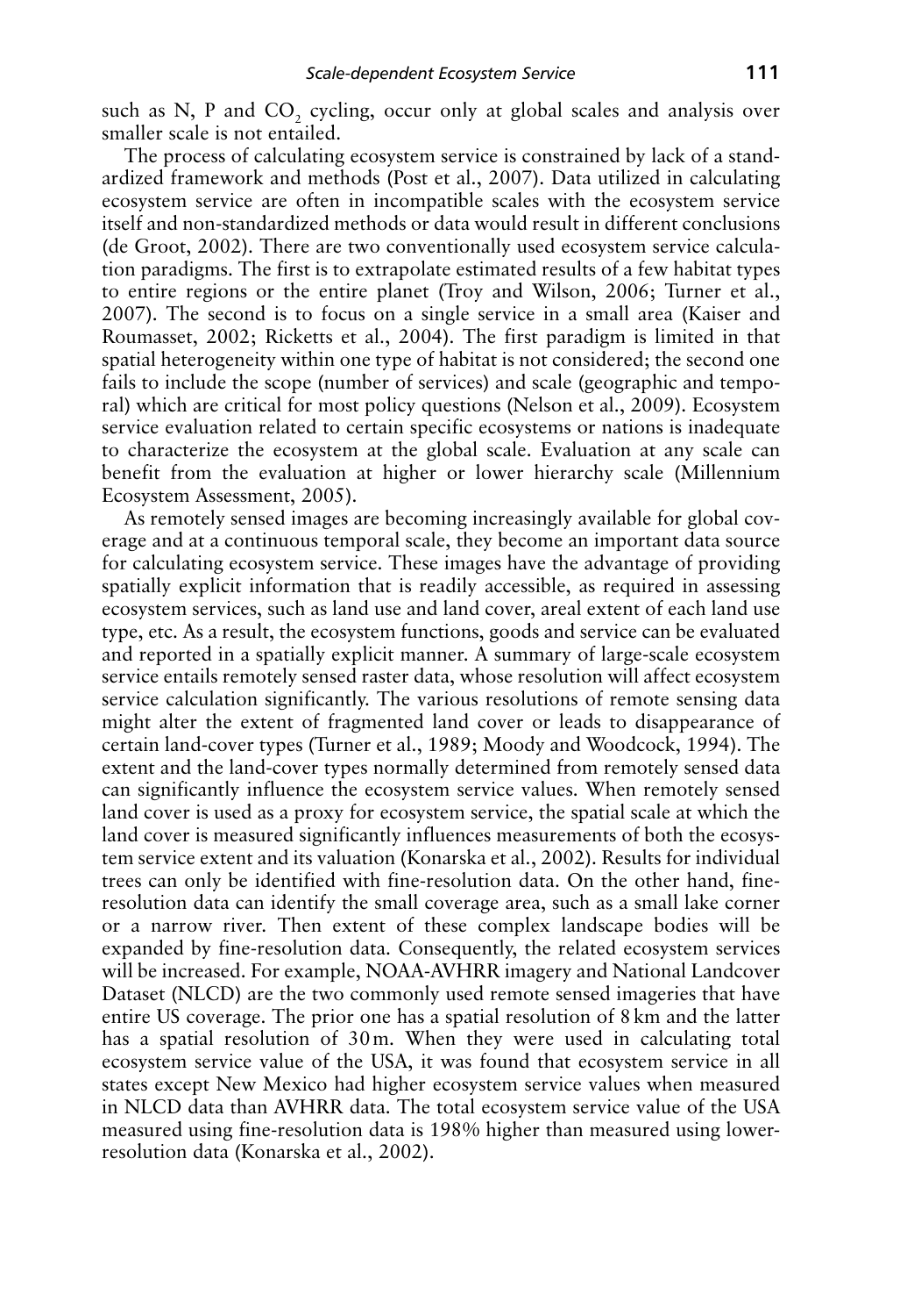such as N, P and $CO_2$ cycling, occur only at global scales and analysis over smaller scale is not entailed.

The process of calculating ecosystem service is constrained by lack of a standardized framework and methods (Post et al., 2007). Data utilized in calculating ecosystem service are often in incompatible scales with the ecosystem service itself and non-standardized methods or data would result in different conclusions (de Groot, 2002). There are two conventionally used ecosystem service calculation paradigms. The first is to extrapolate estimated results of a few habitat types to entire regions or the entire planet (Troy and Wilson, 2006; Turner et al., 2007). The second is to focus on a single service in a small area (Kaiser and Roumasset, 2002; Ricketts et al., 2004). The first paradigm is limited in that spatial heterogeneity within one type of habitat is not considered; the second one fails to include the scope (number of services) and scale (geographic and temporal) which are critical for most policy questions (Nelson et al., 2009). Ecosystem service evaluation related to certain specific ecosystems or nations is inadequate to characterize the ecosystem at the global scale. Evaluation at any scale can benefit from the evaluation at higher or lower hierarchy scale (Millennium Ecosystem Assessment, 2005).

As remotely sensed images are becoming increasingly available for global coverage and at a continuous temporal scale, they become an important data source for calculating ecosystem service. These images have the advantage of providing spatially explicit information that is readily accessible, as required in assessing ecosystem services, such as land use and land cover, areal extent of each land use type, etc. As a result, the ecosystem functions, goods and service can be evaluated and reported in a spatially explicit manner. A summary of large-scale ecosystem service entails remotely sensed raster data, whose resolution will affect ecosystem service calculation significantly. The various resolutions of remote sensing data might alter the extent of fragmented land cover or leads to disappearance of certain land-cover types (Turner et al., 1989; Moody and Woodcock, 1994). The extent and the land-cover types normally determined from remotely sensed data can significantly influence the ecosystem service values. When remotely sensed land cover is used as a proxy for ecosystem service, the spatial scale at which the land cover is measured significantly influences measurements of both the ecosystem service extent and its valuation (Konarska et al., 2002). Results for individual trees can only be identified with fine-resolution data. On the other hand, fine-resolution data can identify the small coverage area, such as a small lake corner or a narrow river. Then extent of these complex landscape bodies will be expanded by fine-resolution data. Consequently, the related ecosystem services will be increased. For example, NOAA-AVHRR imagery and National Landcover Dataset (NLCD) are the two commonly used remote sensed imageries that have entire US coverage. The prior one has a spatial resolution of 8 km and the latter has a spatial resolution of 30 m. When they were used in calculating total ecosystem service value of the USA, it was found that ecosystem service in all states except New Mexico had higher ecosystem service values when measured in NLCD data than AVHRR data. The total ecosystem service value of the USA measured using fine-resolution data is 198% higher than measured using lower-resolution data (Konarska et al., 2002).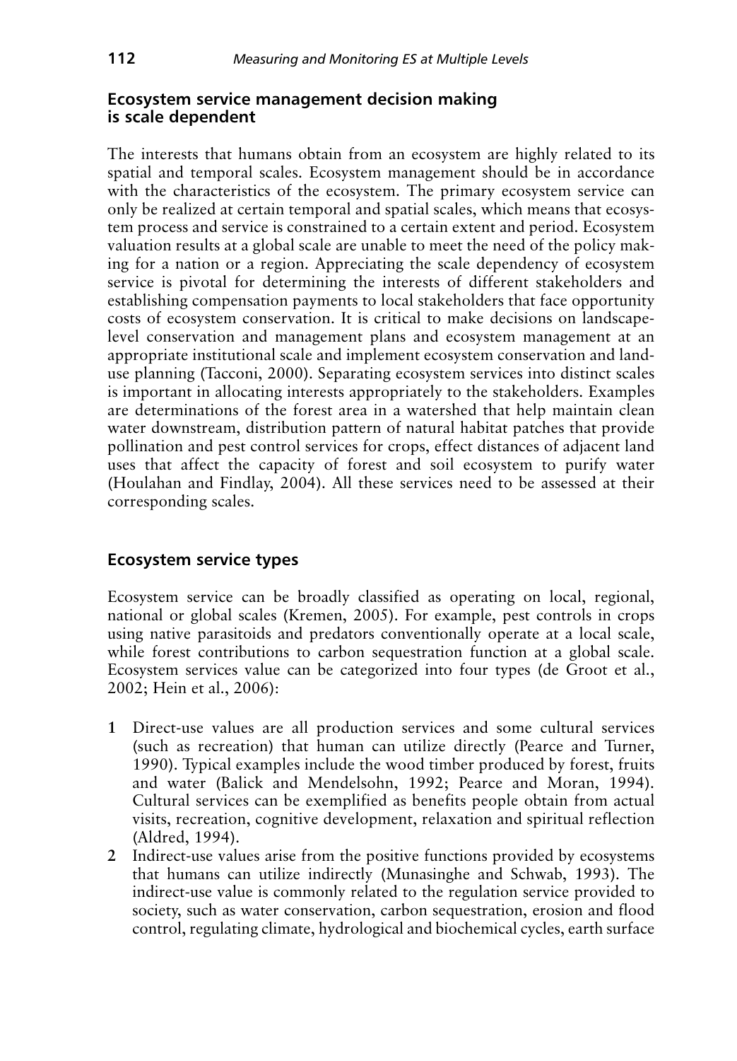### Ecosystem service management decision making is scale dependent

The interests that humans obtain from an ecosystem are highly related to its spatial and temporal scales. Ecosystem management should be in accordance with the characteristics of the ecosystem. The primary ecosystem service can only be realized at certain temporal and spatial scales, which means that ecosystem process and service is constrained to a certain extent and period. Ecosystem valuation results at a global scale are unable to meet the need of the policy making for a nation or a region. Appreciating the scale dependency of ecosystem service is pivotal for determining the interests of different stakeholders and establishing compensation payments to local stakeholders that face opportunity costs of ecosystem conservation. It is critical to make decisions on landscape-level conservation and management plans and ecosystem management at an appropriate institutional scale and implement ecosystem conservation and land-use planning (Tacconi, 2000). Separating ecosystem services into distinct scales is important in allocating interests appropriately to the stakeholders. Examples are determinations of the forest area in a watershed that help maintain clean water downstream, distribution pattern of natural habitat patches that provide pollination and pest control services for crops, effect distances of adjacent land uses that affect the capacity of forest and soil ecosystem to purify water (Houlahan and Findlay, 2004). All these services need to be assessed at their corresponding scales.

### Ecosystem service types

Ecosystem service can be broadly classified as operating on local, regional, national or global scales (Kremen, 2005). For example, pest controls in crops using native parasitoids and predators conventionally operate at a local scale, while forest contributions to carbon sequestration function at a global scale. Ecosystem services value can be categorized into four types (de Groot et al., 2002; Hein et al., 2006):

1. Direct-use values are all production services and some cultural services (such as recreation) that human can utilize directly (Pearce and Turner, 1990). Typical examples include the wood timber produced by forest, fruits and water (Balick and Mendelsohn, 1992; Pearce and Moran, 1994). Cultural services can be exemplified as benefits people obtain from actual visits, recreation, cognitive development, relaxation and spiritual reflection (Aldred, 1994).
2. Indirect-use values arise from the positive functions provided by ecosystems that humans can utilize indirectly (Munasinghe and Schwab, 1993). The indirect-use value is commonly related to the regulation service provided to society, such as water conservation, carbon sequestration, erosion and flood control, regulating climate, hydrological and biochemical cycles, earth surface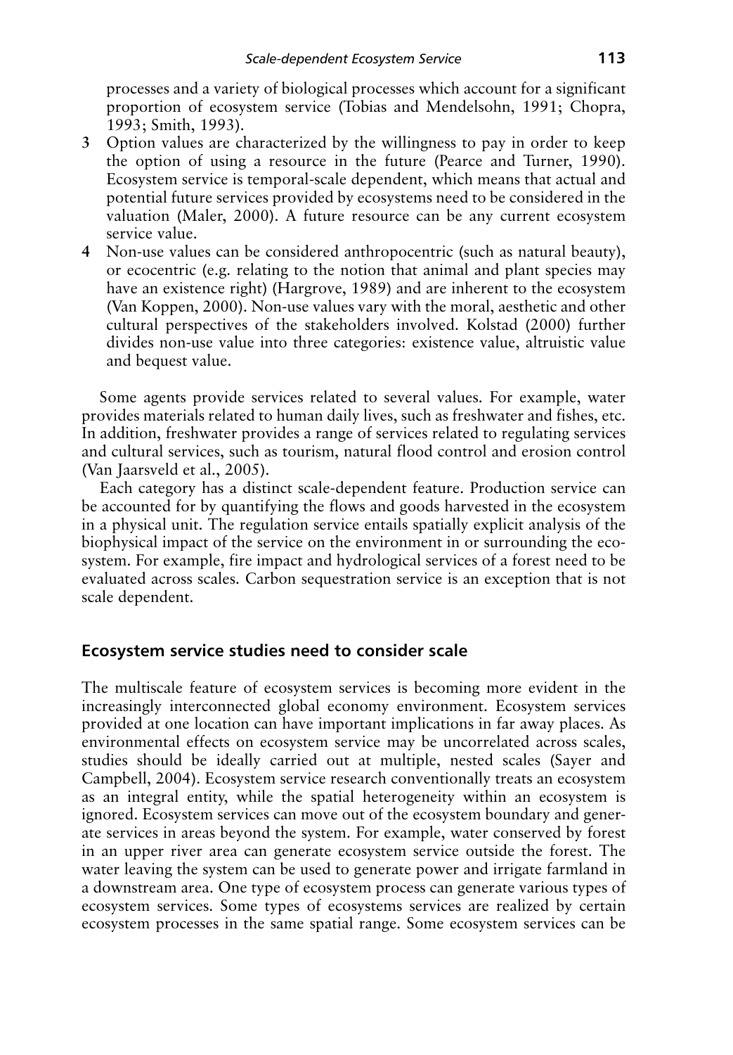processes and a variety of biological processes which account for a significant proportion of ecosystem service (Tobias and Mendelsohn, 1991; Chopra, 1993; Smith, 1993).

3. Option values are characterized by the willingness to pay in order to keep the option of using a resource in the future (Pearce and Turner, 1990). Ecosystem service is temporal-scale dependent, which means that actual and potential future services provided by ecosystems need to be considered in the valuation (Maler, 2000). A future resource can be any current ecosystem service value.
4. Non-use values can be considered anthropocentric (such as natural beauty), or ecocentric (e.g. relating to the notion that animal and plant species may have an existence right) (Hargrove, 1989) and are inherent to the ecosystem (Van Koppen, 2000). Non-use values vary with the moral, aesthetic and other cultural perspectives of the stakeholders involved. Kolstad (2000) further divides non-use value into three categories: existence value, altruistic value and bequest value.

Some agents provide services related to several values. For example, water provides materials related to human daily lives, such as freshwater and fishes, etc. In addition, freshwater provides a range of services related to regulating services and cultural services, such as tourism, natural flood control and erosion control (Van Jaarsveld et al., 2005).

Each category has a distinct scale-dependent feature. Production service can be accounted for by quantifying the flows and goods harvested in the ecosystem in a physical unit. The regulation service entails spatially explicit analysis of the biophysical impact of the service on the environment in or surrounding the ecosystem. For example, fire impact and hydrological services of a forest need to be evaluated across scales. Carbon sequestration service is an exception that is not scale dependent.

## Ecosystem service studies need to consider scale

The multiscale feature of ecosystem services is becoming more evident in the increasingly interconnected global economy environment. Ecosystem services provided at one location can have important implications in far away places. As environmental effects on ecosystem service may be uncorrelated across scales, studies should be ideally carried out at multiple, nested scales (Sayer and Campbell, 2004). Ecosystem service research conventionally treats an ecosystem as an integral entity, while the spatial heterogeneity within an ecosystem is ignored. Ecosystem services can move out of the ecosystem boundary and generate services in areas beyond the system. For example, water conserved by forest in an upper river area can generate ecosystem service outside the forest. The water leaving the system can be used to generate power and irrigate farmland in a downstream area. One type of ecosystem process can generate various types of ecosystem services. Some types of ecosystems services are realized by certain ecosystem processes in the same spatial range. Some ecosystem services can be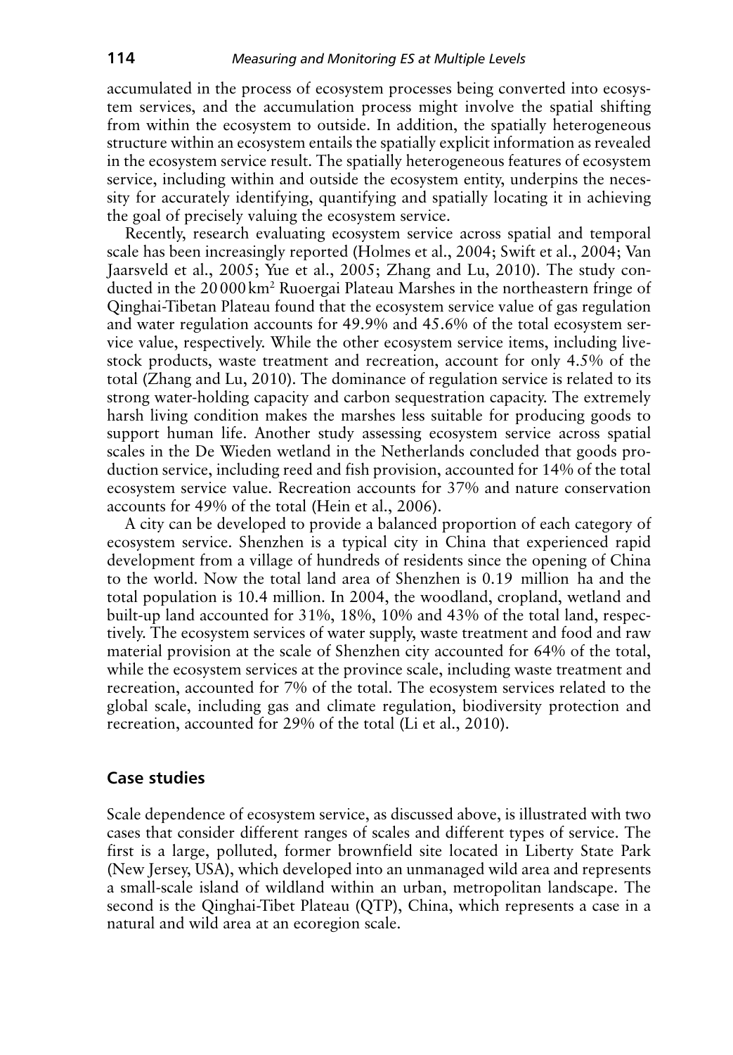accumulated in the process of ecosystem processes being converted into ecosystem services, and the accumulation process might involve the spatial shifting from within the ecosystem to outside. In addition, the spatially heterogeneous structure within an ecosystem entails the spatially explicit information as revealed in the ecosystem service result. The spatially heterogeneous features of ecosystem service, including within and outside the ecosystem entity, underpins the necessity for accurately identifying, quantifying and spatially locating it in achieving the goal of precisely valuing the ecosystem service.

Recently, research evaluating ecosystem service across spatial and temporal scale has been increasingly reported (Holmes et al., 2004; Swift et al., 2004; Van Jaarsveld et al., 2005; Yue et al., 2005; Zhang and Lu, 2010). The study conducted in the 20 000 $km^2$ Ruoergai Plateau Marshes in the northeastern fringe of Qinghai-Tibetan Plateau found that the ecosystem service value of gas regulation and water regulation accounts for 49.9% and 45.6% of the total ecosystem service value, respectively. While the other ecosystem service items, including livestock products, waste treatment and recreation, account for only 4.5% of the total (Zhang and Lu, 2010). The dominance of regulation service is related to its strong water-holding capacity and carbon sequestration capacity. The extremely harsh living condition makes the marshes less suitable for producing goods to support human life. Another study assessing ecosystem service across spatial scales in the De Wieden wetland in the Netherlands concluded that goods production service, including reed and fish provision, accounted for 14% of the total ecosystem service value. Recreation accounts for 37% and nature conservation accounts for 49% of the total (Hein et al., 2006).

A city can be developed to provide a balanced proportion of each category of ecosystem service. Shenzhen is a typical city in China that experienced rapid development from a village of hundreds of residents since the opening of China to the world. Now the total land area of Shenzhen is 0.19 million ha and the total population is 10.4 million. In 2004, the woodland, cropland, wetland and built-up land accounted for 31%, 18%, 10% and 43% of the total land, respectively. The ecosystem services of water supply, waste treatment and food and raw material provision at the scale of Shenzhen city accounted for 64% of the total, while the ecosystem services at the province scale, including waste treatment and recreation, accounted for 7% of the total. The ecosystem services related to the global scale, including gas and climate regulation, biodiversity protection and recreation, accounted for 29% of the total (Li et al., 2010).

## Case studies

Scale dependence of ecosystem service, as discussed above, is illustrated with two cases that consider different ranges of scales and different types of service. The first is a large, polluted, former brownfield site located in Liberty State Park (New Jersey, USA), which developed into an unmanaged wild area and represents a small-scale island of wildland within an urban, metropolitan landscape. The second is the Qinghai-Tibet Plateau (QTP), China, which represents a case in a natural and wild area at an ecoregion scale.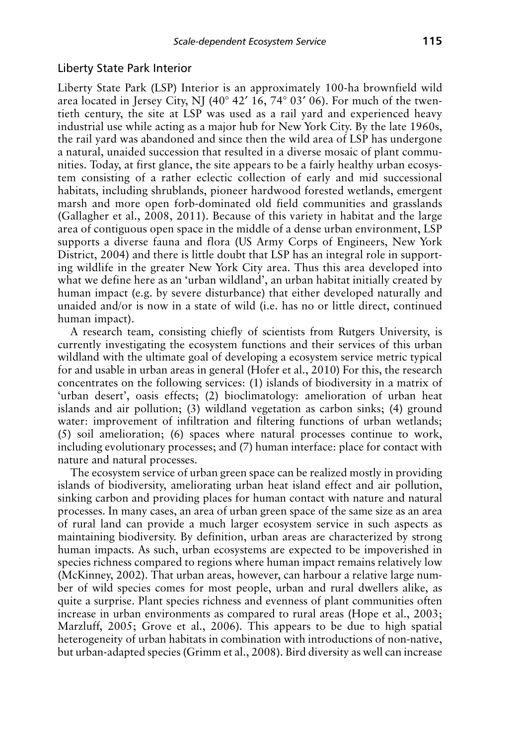## Liberty State Park Interior

Liberty State Park (LSP) Interior is an approximately 100-ha brownfield wild area located in Jersey City, NJ (40° 42′ 16, 74° 03′ 06). For much of the twentieth century, the site at LSP was used as a rail yard and experienced heavy industrial use while acting as a major hub for New York City. By the late 1960s, the rail yard was abandoned and since then the wild area of LSP has undergone a natural, unaided succession that resulted in a diverse mosaic of plant communities. Today, at first glance, the site appears to be a fairly healthy urban ecosystem consisting of a rather eclectic collection of early and mid successional habitats, including shrublands, pioneer hardwood forested wetlands, emergent marsh and more open forb-dominated old field communities and grasslands (Gallagher et al., 2008, 2011). Because of this variety in habitat and the large area of contiguous open space in the middle of a dense urban environment, LSP supports a diverse fauna and flora (US Army Corps of Engineers, New York District, 2004) and there is little doubt that LSP has an integral role in supporting wildlife in the greater New York City area. Thus this area developed into what we define here as an 'urban wildland', an urban habitat initially created by human impact (e.g. by severe disturbance) that either developed naturally and unaided and/or is now in a state of wild (i.e. has no or little direct, continued human impact).

A research team, consisting chiefly of scientists from Rutgers University, is currently investigating the ecosystem functions and their services of this urban wildland with the ultimate goal of developing a ecosystem service metric typical for and usable in urban areas in general (Hofer et al., 2010) For this, the research concentrates on the following services: (1) islands of biodiversity in a matrix of 'urban desert', oasis effects; (2) bioclimatology: amelioration of urban heat islands and air pollution; (3) wildland vegetation as carbon sinks; (4) ground water: improvement of infiltration and filtering functions of urban wetlands; (5) soil amelioration; (6) spaces where natural processes continue to work, including evolutionary processes; and (7) human interface: place for contact with nature and natural processes.

The ecosystem service of urban green space can be realized mostly in providing islands of biodiversity, ameliorating urban heat island effect and air pollution, sinking carbon and providing places for human contact with nature and natural processes. In many cases, an area of urban green space of the same size as an area of rural land can provide a much larger ecosystem service in such aspects as maintaining biodiversity. By definition, urban areas are characterized by strong human impacts. As such, urban ecosystems are expected to be impoverished in species richness compared to regions where human impact remains relatively low (McKinney, 2002). That urban areas, however, can harbour a relative large number of wild species comes for most people, urban and rural dwellers alike, as quite a surprise. Plant species richness and evenness of plant communities often increase in urban environments as compared to rural areas (Hope et al., 2003; Marzluff, 2005; Grove et al., 2006). This appears to be due to high spatial heterogeneity of urban habitats in combination with introductions of non-native, but urban-adapted species (Grimm et al., 2008). Bird diversity as well can increase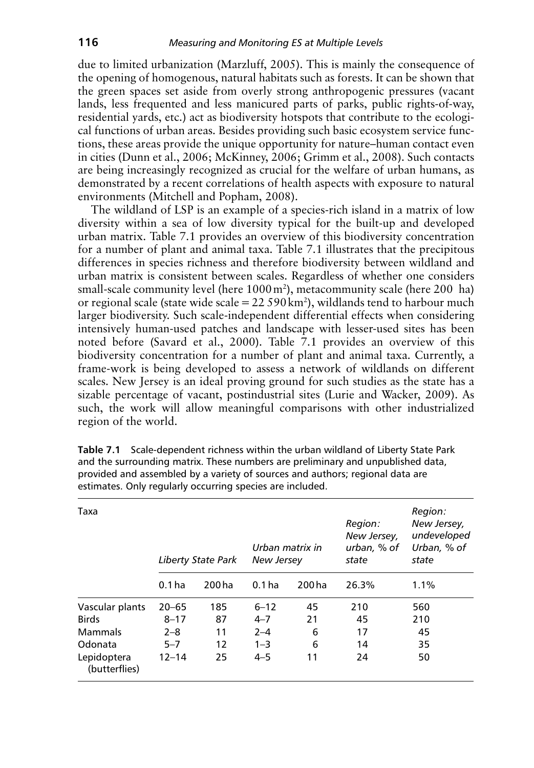due to limited urbanization (Marzluff, 2005). This is mainly the consequence of the opening of homogenous, natural habitats such as forests. It can be shown that the green spaces set aside from overly strong anthropogenic pressures (vacant lands, less frequented and less manicured parts of parks, public rights-of-way, residential yards, etc.) act as biodiversity hotspots that contribute to the ecological functions of urban areas. Besides providing such basic ecosystem service functions, these areas provide the unique opportunity for nature–human contact even in cities (Dunn et al., 2006; McKinney, 2006; Grimm et al., 2008). Such contacts are being increasingly recognized as crucial for the welfare of urban humans, as demonstrated by a recent correlations of health aspects with exposure to natural environments (Mitchell and Popham, 2008).

The wildland of LSP is an example of a species-rich island in a matrix of low diversity within a sea of low diversity typical for the built-up and developed urban matrix. Table 7.1 provides an overview of this biodiversity concentration for a number of plant and animal taxa. Table 7.1 illustrates that the precipitous differences in species richness and therefore biodiversity between wildland and urban matrix is consistent between scales. Regardless of whether one considers small-scale community level (here $1000\,m^2$), metacommunity scale (here 200 ha) or regional scale (state wide scale = $22\,590\,km^2$), wildlands tend to harbour much larger biodiversity. Such scale-independent differential effects when considering intensively human-used patches and landscape with lesser-used sites has been noted before (Savard et al., 2000). Table 7.1 provides an overview of this biodiversity concentration for a number of plant and animal taxa. Currently, a frame-work is being developed to assess a network of wildlands on different scales. New Jersey is an ideal proving ground for such studies as the state has a sizable percentage of vacant, postindustrial sites (Lurie and Wacker, 2009). As such, the work will allow meaningful comparisons with other industrialized region of the world.

**Table 7.1** Scale-dependent richness within the urban wildland of Liberty State Park and the surrounding matrix. These numbers are preliminary and unpublished data, provided and assembled by a variety of sources and authors; regional data are estimates. Only regularly occurring species are included.

| Taxa | *Liberty State Park* | | *Urban matrix in New Jersey* | | *Region: New Jersey, urban, % of state* | *Region: New Jersey, undeveloped Urban, % of state* |
|---|---|---|---|---|---|---|
| | 0.1 ha | 200 ha | 0.1 ha | 200 ha | 26.3% | 1.1% |
| Vascular plants | 20–65 | 185 | 6–12 | 45 | 210 | 560 |
| Birds | 8–17 | 87 | 4–7 | 21 | 45 | 210 |
| Mammals | 2–8 | 11 | 2–4 | 6 | 17 | 45 |
| Odonata | 5–7 | 12 | 1–3 | 6 | 14 | 35 |
| Lepidoptera (butterflies) | 12–14 | 25 | 4–5 | 11 | 24 | 50 |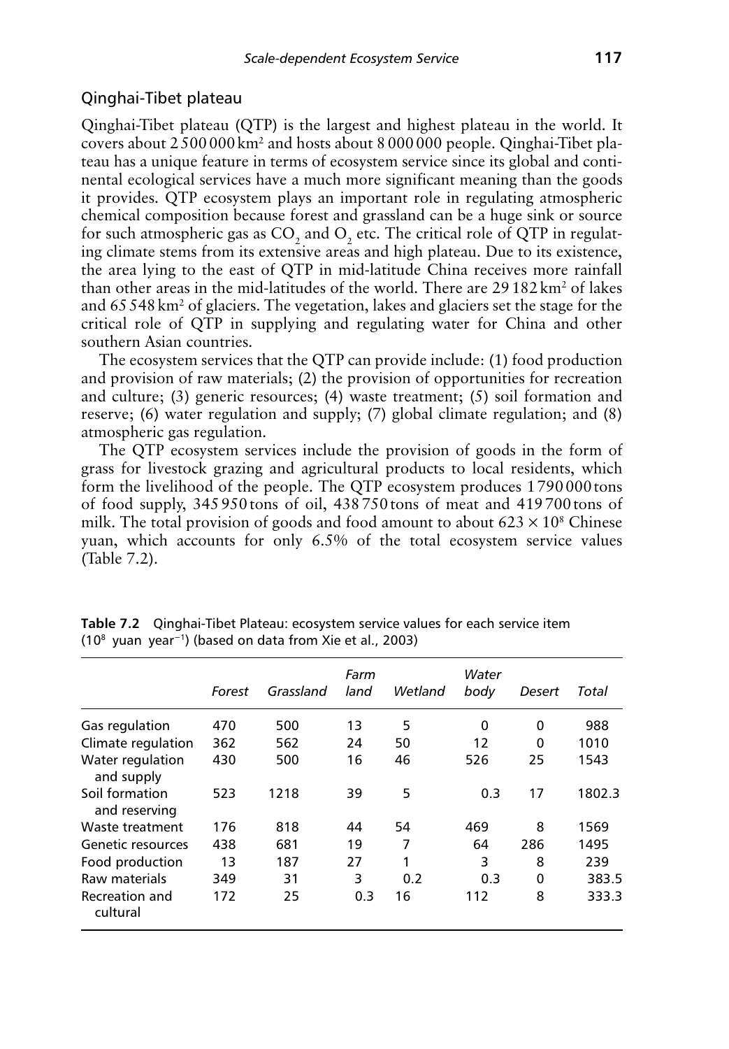## Qinghai-Tibet plateau

Qinghai-Tibet plateau (QTP) is the largest and highest plateau in the world. It covers about 2 500 000 km$^2$ and hosts about 8 000 000 people. Qinghai-Tibet plateau has a unique feature in terms of ecosystem service since its global and continental ecological services have a much more significant meaning than the goods it provides. QTP ecosystem plays an important role in regulating atmospheric chemical composition because forest and grassland can be a huge sink or source for such atmospheric gas as $CO_2$ and $O_2$ etc. The critical role of QTP in regulating climate stems from its extensive areas and high plateau. Due to its existence, the area lying to the east of QTP in mid-latitude China receives more rainfall than other areas in the mid-latitudes of the world. There are 29 182 km$^2$ of lakes and 65 548 km$^2$ of glaciers. The vegetation, lakes and glaciers set the stage for the critical role of QTP in supplying and regulating water for China and other southern Asian countries.

The ecosystem services that the QTP can provide include: (1) food production and provision of raw materials; (2) the provision of opportunities for recreation and culture; (3) generic resources; (4) waste treatment; (5) soil formation and reserve; (6) water regulation and supply; (7) global climate regulation; and (8) atmospheric gas regulation.

The QTP ecosystem services include the provision of goods in the form of grass for livestock grazing and agricultural products to local residents, which form the livelihood of the people. The QTP ecosystem produces 1 790 000 tons of food supply, 345 950 tons of oil, 438 750 tons of meat and 419 700 tons of milk. The total provision of goods and food amount to about $623 \times 10^8$ Chinese yuan, which accounts for only 6.5% of the total ecosystem service values (Table 7.2).

**Table 7.2** Qinghai-Tibet Plateau: ecosystem service values for each service item ($10^8$ yuan year$^{-1}$) (based on data from Xie et al., 2003)

| | *Forest* | *Grassland* | *Farm land* | *Wetland* | *Water body* | *Desert* | *Total* |
|---|---|---|---|---|---|---|---|
| Gas regulation | 470 | 500 | 13 | 5 | 0 | 0 | 988 |
| Climate regulation | 362 | 562 | 24 | 50 | 12 | 0 | 1010 |
| Water regulation and supply | 430 | 500 | 16 | 46 | 526 | 25 | 1543 |
| Soil formation and reserving | 523 | 1218 | 39 | 5 | 0.3 | 17 | 1802.3 |
| Waste treatment | 176 | 818 | 44 | 54 | 469 | 8 | 1569 |
| Genetic resources | 438 | 681 | 19 | 7 | 64 | 286 | 1495 |
| Food production | 13 | 187 | 27 | 1 | 3 | 8 | 239 |
| Raw materials | 349 | 31 | 3 | 0.2 | 0.3 | 0 | 383.5 |
| Recreation and cultural | 172 | 25 | 0.3 | 16 | 112 | 8 | 333.3 |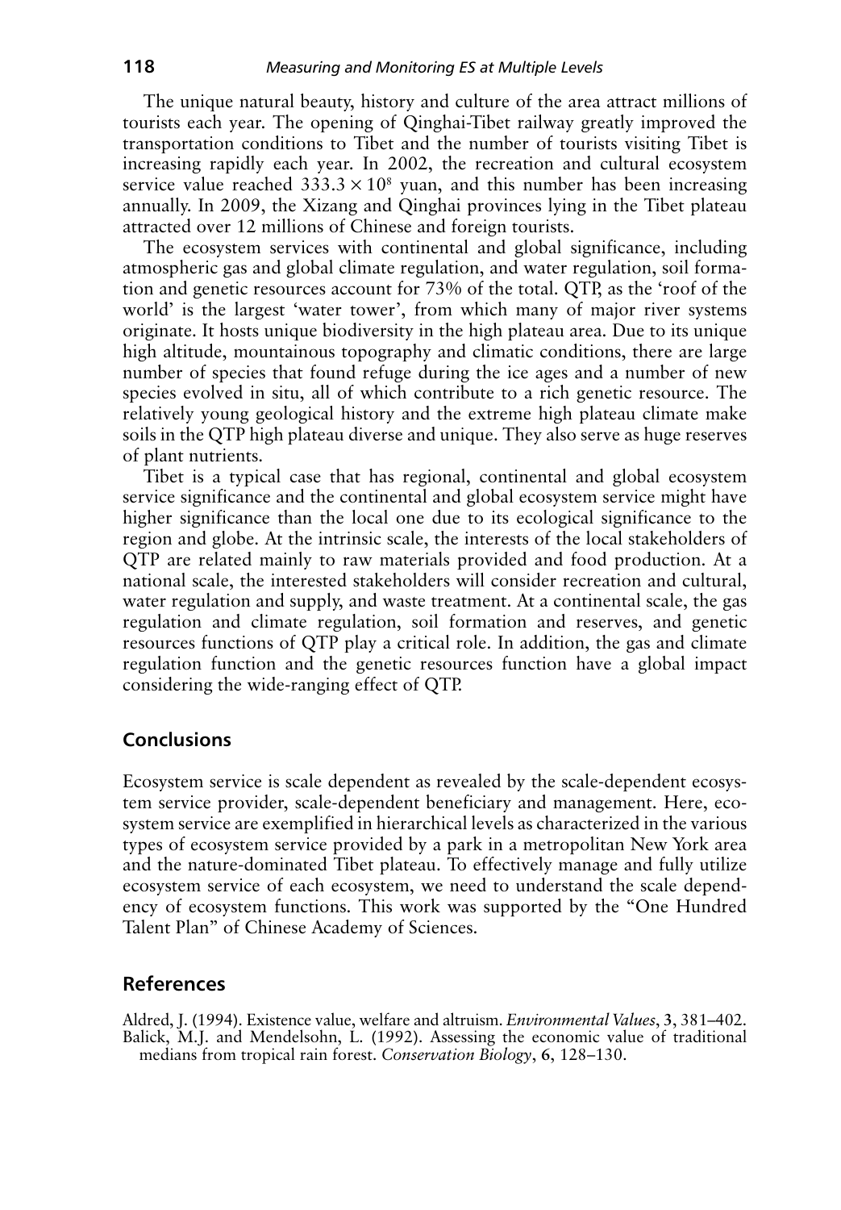The unique natural beauty, history and culture of the area attract millions of tourists each year. The opening of Qinghai-Tibet railway greatly improved the transportation conditions to Tibet and the number of tourists visiting Tibet is increasing rapidly each year. In 2002, the recreation and cultural ecosystem service value reached $333.3 \times 10^8$ yuan, and this number has been increasing annually. In 2009, the Xizang and Qinghai provinces lying in the Tibet plateau attracted over 12 millions of Chinese and foreign tourists.

The ecosystem services with continental and global significance, including atmospheric gas and global climate regulation, and water regulation, soil formation and genetic resources account for 73% of the total. QTP, as the 'roof of the world' is the largest 'water tower', from which many of major river systems originate. It hosts unique biodiversity in the high plateau area. Due to its unique high altitude, mountainous topography and climatic conditions, there are large number of species that found refuge during the ice ages and a number of new species evolved in situ, all of which contribute to a rich genetic resource. The relatively young geological history and the extreme high plateau climate make soils in the QTP high plateau diverse and unique. They also serve as huge reserves of plant nutrients.

Tibet is a typical case that has regional, continental and global ecosystem service significance and the continental and global ecosystem service might have higher significance than the local one due to its ecological significance to the region and globe. At the intrinsic scale, the interests of the local stakeholders of QTP are related mainly to raw materials provided and food production. At a national scale, the interested stakeholders will consider recreation and cultural, water regulation and supply, and waste treatment. At a continental scale, the gas regulation and climate regulation, soil formation and reserves, and genetic resources functions of QTP play a critical role. In addition, the gas and climate regulation function and the genetic resources function have a global impact considering the wide-ranging effect of QTP.

## Conclusions

Ecosystem service is scale dependent as revealed by the scale-dependent ecosystem service provider, scale-dependent beneficiary and management. Here, ecosystem service are exemplified in hierarchical levels as characterized in the various types of ecosystem service provided by a park in a metropolitan New York area and the nature-dominated Tibet plateau. To effectively manage and fully utilize ecosystem service of each ecosystem, we need to understand the scale dependency of ecosystem functions. This work was supported by the "One Hundred Talent Plan" of Chinese Academy of Sciences.

## References

Aldred, J. (1994). Existence value, welfare and altruism. *Environmental Values*, **3**, 381–402.

Balick, M.J. and Mendelsohn, L. (1992). Assessing the economic value of traditional medians from tropical rain forest. *Conservation Biology*, **6**, 128–130.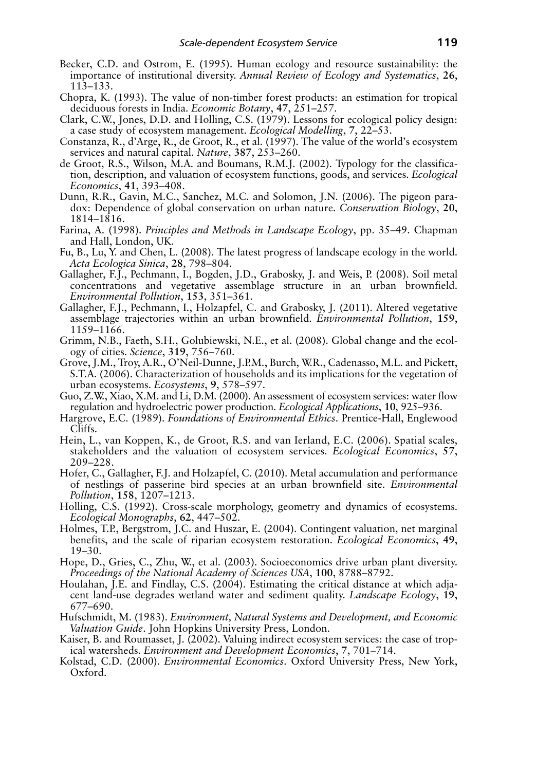Becker, C.D. and Ostrom, E. (1995). Human ecology and resource sustainability: the importance of institutional diversity. *Annual Review of Ecology and Systematics*, **26**, 113–133.

Chopra, K. (1993). The value of non-timber forest products: an estimation for tropical deciduous forests in India. *Economic Botany*, **47**, 251–257.

Clark, C.W., Jones, D.D. and Holling, C.S. (1979). Lessons for ecological policy design: a case study of ecosystem management. *Ecological Modelling*, **7**, 22–53.

Constanza, R., d'Arge, R., de Groot, R., et al. (1997). The value of the world's ecosystem services and natural capital. *Nature*, **387**, 253–260.

de Groot, R.S., Wilson, M.A. and Boumans, R.M.J. (2002). Typology for the classification, description, and valuation of ecosystem functions, goods, and services. *Ecological Economics*, **41**, 393–408.

Dunn, R.R., Gavin, M.C., Sanchez, M.C. and Solomon, J.N. (2006). The pigeon paradox: Dependence of global conservation on urban nature. *Conservation Biology*, **20**, 1814–1816.

Farina, A. (1998). *Principles and Methods in Landscape Ecology*, pp. 35–49. Chapman and Hall, London, UK.

Fu, B., Lu, Y. and Chen, L. (2008). The latest progress of landscape ecology in the world. *Acta Ecologica Sinica*, **28**, 798–804.

Gallagher, F.J., Pechmann, I., Bogden, J.D., Grabosky, J. and Weis, P. (2008). Soil metal concentrations and vegetative assemblage structure in an urban brownfield. *Environmental Pollution*, **153**, 351–361.

Gallagher, F.J., Pechmann, I., Holzapfel, C. and Grabosky, J. (2011). Altered vegetative assemblage trajectories within an urban brownfield. *Environmental Pollution*, **159**, 1159–1166.

Grimm, N.B., Faeth, S.H., Golubiewski, N.E., et al. (2008). Global change and the ecology of cities. *Science*, **319**, 756–760.

Grove, J.M., Troy, A.R., O'Neil-Dunne, J.P.M., Burch, W.R., Cadenasso, M.L. and Pickett, S.T.A. (2006). Characterization of households and its implications for the vegetation of urban ecosystems. *Ecosystems*, **9**, 578–597.

Guo, Z.W., Xiao, X.M. and Li, D.M. (2000). An assessment of ecosystem services: water flow regulation and hydroelectric power production. *Ecological Applications*, **10**, 925–936.

Hargrove, E.C. (1989). *Foundations of Environmental Ethics*. Prentice-Hall, Englewood Cliffs.

Hein, L., van Koppen, K., de Groot, R.S. and van Ierland, E.C. (2006). Spatial scales, stakeholders and the valuation of ecosystem services. *Ecological Economics*, **57**, 209–228.

Hofer, C., Gallagher, F.J. and Holzapfel, C. (2010). Metal accumulation and performance of nestlings of passerine bird species at an urban brownfield site. *Environmental Pollution*, **158**, 1207–1213.

Holling, C.S. (1992). Cross-scale morphology, geometry and dynamics of ecosystems. *Ecological Monographs*, **62**, 447–502.

Holmes, T.P., Bergstrom, J.C. and Huszar, E. (2004). Contingent valuation, net marginal benefits, and the scale of riparian ecosystem restoration. *Ecological Economics*, **49**, 19–30.

Hope, D., Gries, C., Zhu, W., et al. (2003). Socioeconomics drive urban plant diversity. *Proceedings of the National Academy of Sciences USA*, **100**, 8788–8792.

Houlahan, J.E. and Findlay, C.S. (2004). Estimating the critical distance at which adjacent land-use degrades wetland water and sediment quality. *Landscape Ecology*, **19**, 677–690.

Hufschmidt, M. (1983). *Environment, Natural Systems and Development, and Economic Valuation Guide*. John Hopkins University Press, London.

Kaiser, B. and Roumasset, J. (2002). Valuing indirect ecosystem services: the case of tropical watersheds. *Environment and Development Economics*, **7**, 701–714.

Kolstad, C.D. (2000). *Environmental Economics*. Oxford University Press, New York, Oxford.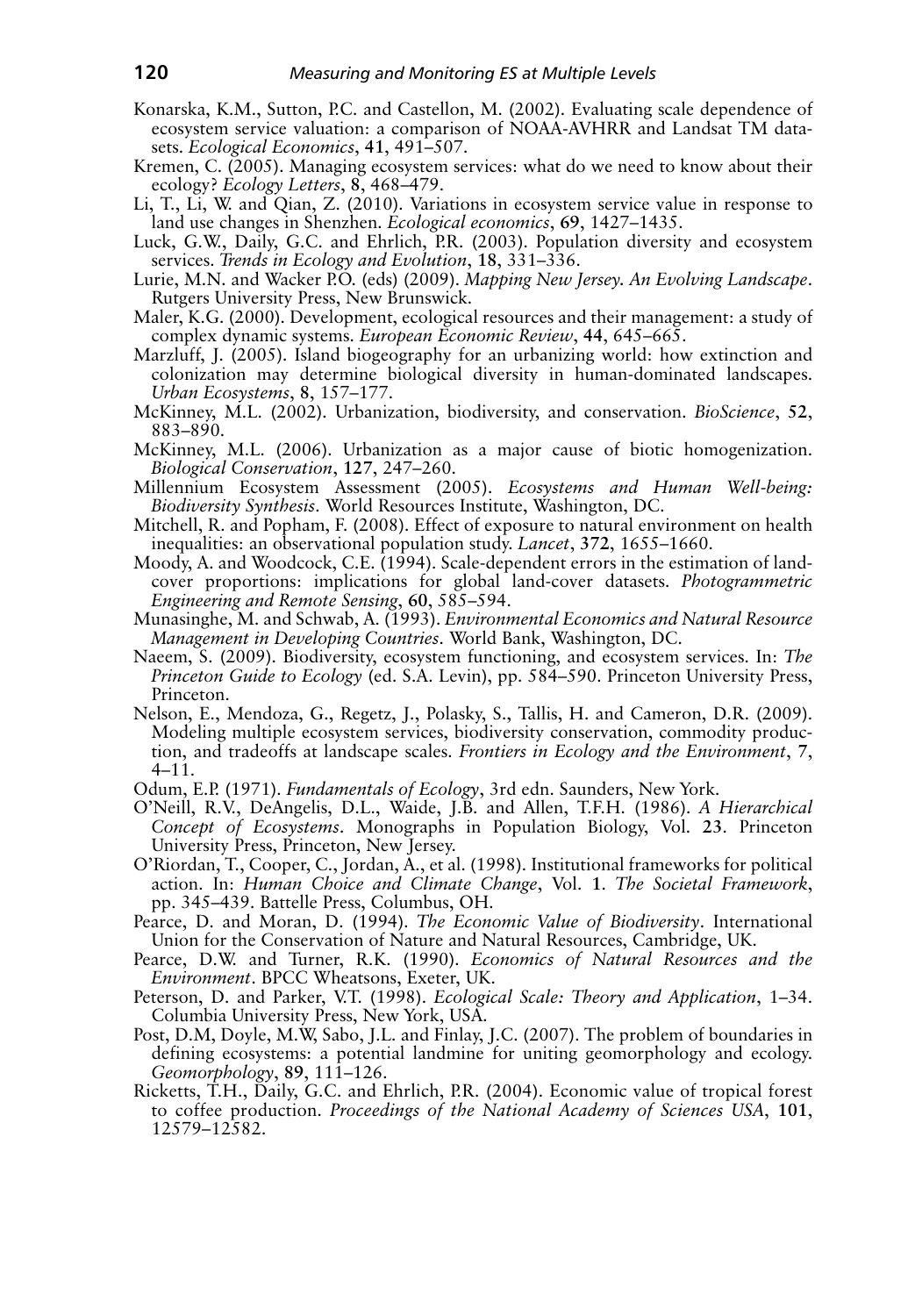Konarska, K.M., Sutton, P.C. and Castellon, M. (2002). Evaluating scale dependence of ecosystem service valuation: a comparison of NOAA-AVHRR and Landsat TM datasets. *Ecological Economics*, **41**, 491–507.

Kremen, C. (2005). Managing ecosystem services: what do we need to know about their ecology? *Ecology Letters*, **8**, 468–479.

Li, T., Li, W. and Qian, Z. (2010). Variations in ecosystem service value in response to land use changes in Shenzhen. *Ecological economics*, **69**, 1427–1435.

Luck, G.W., Daily, G.C. and Ehrlich, P.R. (2003). Population diversity and ecosystem services. *Trends in Ecology and Evolution*, **18**, 331–336.

Lurie, M.N. and Wacker P.O. (eds) (2009). *Mapping New Jersey. An Evolving Landscape*. Rutgers University Press, New Brunswick.

Maler, K.G. (2000). Development, ecological resources and their management: a study of complex dynamic systems. *European Economic Review*, **44**, 645–665.

Marzluff, J. (2005). Island biogeography for an urbanizing world: how extinction and colonization may determine biological diversity in human-dominated landscapes. *Urban Ecosystems*, **8**, 157–177.

McKinney, M.L. (2002). Urbanization, biodiversity, and conservation. *BioScience*, **52**, 883–890.

McKinney, M.L. (2006). Urbanization as a major cause of biotic homogenization. *Biological Conservation*, **127**, 247–260.

Millennium Ecosystem Assessment (2005). *Ecosystems and Human Well-being: Biodiversity Synthesis*. World Resources Institute, Washington, DC.

Mitchell, R. and Popham, F. (2008). Effect of exposure to natural environment on health inequalities: an observational population study. *Lancet*, **372**, 1655–1660.

Moody, A. and Woodcock, C.E. (1994). Scale-dependent errors in the estimation of land-cover proportions: implications for global land-cover datasets. *Photogrammetric Engineering and Remote Sensing*, **60**, 585–594.

Munasinghe, M. and Schwab, A. (1993). *Environmental Economics and Natural Resource Management in Developing Countries*. World Bank, Washington, DC.

Naeem, S. (2009). Biodiversity, ecosystem functioning, and ecosystem services. In: *The Princeton Guide to Ecology* (ed. S.A. Levin), pp. 584–590. Princeton University Press, Princeton.

Nelson, E., Mendoza, G., Regetz, J., Polasky, S., Tallis, H. and Cameron, D.R. (2009). Modeling multiple ecosystem services, biodiversity conservation, commodity production, and tradeoffs at landscape scales. *Frontiers in Ecology and the Environment*, **7**, 4–11.

Odum, E.P. (1971). *Fundamentals of Ecology*, 3rd edn. Saunders, New York.

O'Neill, R.V., DeAngelis, D.L., Waide, J.B. and Allen, T.F.H. (1986). *A Hierarchical Concept of Ecosystems*. Monographs in Population Biology, Vol. **23**. Princeton University Press, Princeton, New Jersey.

O'Riordan, T., Cooper, C., Jordan, A., et al. (1998). Institutional frameworks for political action. In: *Human Choice and Climate Change*, Vol. **1**. *The Societal Framework*, pp. 345–439. Battelle Press, Columbus, OH.

Pearce, D. and Moran, D. (1994). *The Economic Value of Biodiversity*. International Union for the Conservation of Nature and Natural Resources, Cambridge, UK.

Pearce, D.W. and Turner, R.K. (1990). *Economics of Natural Resources and the Environment*. BPCC Wheatsons, Exeter, UK.

Peterson, D. and Parker, V.T. (1998). *Ecological Scale: Theory and Application*, 1–34. Columbia University Press, New York, USA.

Post, D.M, Doyle, M.W, Sabo, J.L. and Finlay, J.C. (2007). The problem of boundaries in defining ecosystems: a potential landmine for uniting geomorphology and ecology. *Geomorphology*, **89**, 111–126.

Ricketts, T.H., Daily, G.C. and Ehrlich, P.R. (2004). Economic value of tropical forest to coffee production. *Proceedings of the National Academy of Sciences USA*, **101**, 12579–12582.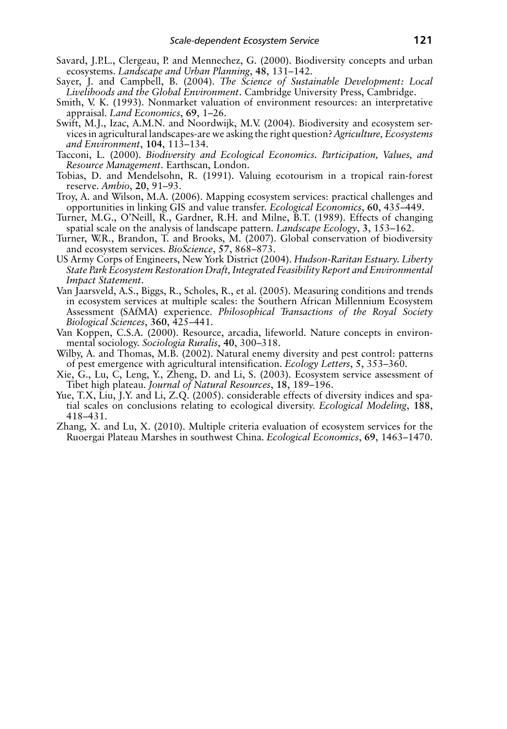Savard, J.P.L., Clergeau, P. and Mennechez, G. (2000). Biodiversity concepts and urban ecosystems. *Landscape and Urban Planning*, **48**, 131–142.

Sayer, J. and Campbell, B. (2004). *The Science of Sustainable Development: Local Livelihoods and the Global Environment*. Cambridge University Press, Cambridge.

Smith, V. K. (1993). Nonmarket valuation of environment resources: an interpretative appraisal. *Land Economics*, **69**, 1–26.

Swift, M.J., Izac, A.M.N. and Noordwijk, M.V. (2004). Biodiversity and ecosystem services in agricultural landscapes-are we asking the right question? *Agriculture, Ecosystems and Environment*, **104**, 113–134.

Tacconi, L. (2000). *Biodiversity and Ecological Economics. Participation, Values, and Resource Management*. Earthscan, London.

Tobias, D. and Mendelsohn, R. (1991). Valuing ecotourism in a tropical rain-forest reserve. *Ambio*, **20**, 91–93.

Troy, A. and Wilson, M.A. (2006). Mapping ecosystem services: practical challenges and opportunities in linking GIS and value transfer. *Ecological Economics*, **60**, 435–449.

Turner, M.G., O'Neill, R., Gardner, R.H. and Milne, B.T. (1989). Effects of changing spatial scale on the analysis of landscape pattern. *Landscape Ecology*, **3**, 153–162.

Turner, W.R., Brandon, T. and Brooks, M. (2007). Global conservation of biodiversity and ecosystem services. *BioScience*, **57**, 868–873.

US Army Corps of Engineers, New York District (2004). *Hudson-Raritan Estuary. Liberty State Park Ecosystem Restoration Draft, Integrated Feasibility Report and Environmental Impact Statement*.

Van Jaarsveld, A.S., Biggs, R., Scholes, R., et al. (2005). Measuring conditions and trends in ecosystem services at multiple scales: the Southern African Millennium Ecosystem Assessment (SAfMA) experience. *Philosophical Transactions of the Royal Society Biological Sciences*, **360**, 425–441.

Van Koppen, C.S.A. (2000). Resource, arcadia, lifeworld. Nature concepts in environmental sociology. *Sociologia Ruralis*, **40**, 300–318.

Wilby, A. and Thomas, M.B. (2002). Natural enemy diversity and pest control: patterns of pest emergence with agricultural intensification. *Ecology Letters*, **5**, 353–360.

Xie, G., Lu, C, Leng, Y., Zheng, D. and Li, S. (2003). Ecosystem service assessment of Tibet high plateau. *Journal of Natural Resources*, **18**, 189–196.

Yue, T.X, Liu, J.Y. and Li, Z.Q. (2005). considerable effects of diversity indices and spatial scales on conclusions relating to ecological diversity. *Ecological Modeling*, **188**, 418–431.

Zhang, X. and Lu, X. (2010). Multiple criteria evaluation of ecosystem services for the Ruoergai Plateau Marshes in southwest China. *Ecological Economics*, **69**, 1463–1470.